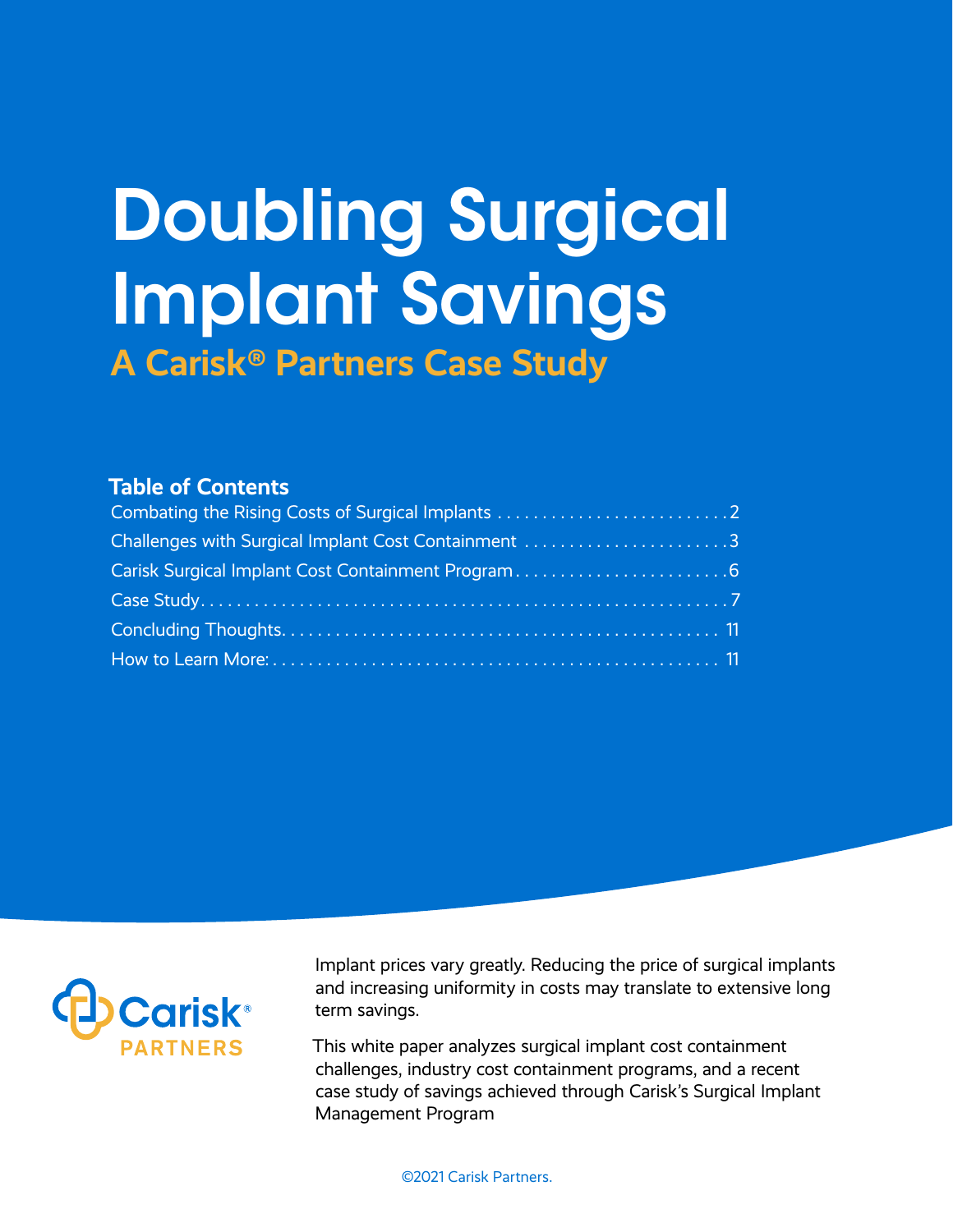# Doubling Surgical Implant Savings

## A Carisk® Partners Case Study

### Table of Contents

- Combating the Rising Costs of Surgical Implants . . . . . . . . . . . . . . . . . . . . . . . . . . 2
- Challenges with Surgical Implant Cost Containment . . . . . . . . . . . . . . . . . . . . . . . 3
- Carisk Surgical Implant Cost Containment Program . . . . . . . . . . . . . . . . . . . . . . . . 6
- Case Study . . . . . . . . . . . . . . . . . . . . . . . . . . . . . . . . . . . . . . . . . . . . . . . . . . . . . . 7
- Concluding Thoughts . . . . . . . . . . . . . . . . . . . . . . . . . . . . . . . . . . . . . . . . . . . . . 11
- How to Learn More: . . . . . . . . . . . . . . . . . . . . . . . . . . . . . . . . . . . . . . . . . . . . . . 11

Carisk® PARTNERS

Implant prices vary greatly. Reducing the price of surgical implants and increasing uniformity in costs may translate to extensive long term savings.

This white paper analyzes surgical implant cost containment challenges, industry cost containment programs, and a recent case study of savings achieved through Carisk's Surgical Implant Management Program

©2021 Carisk Partners.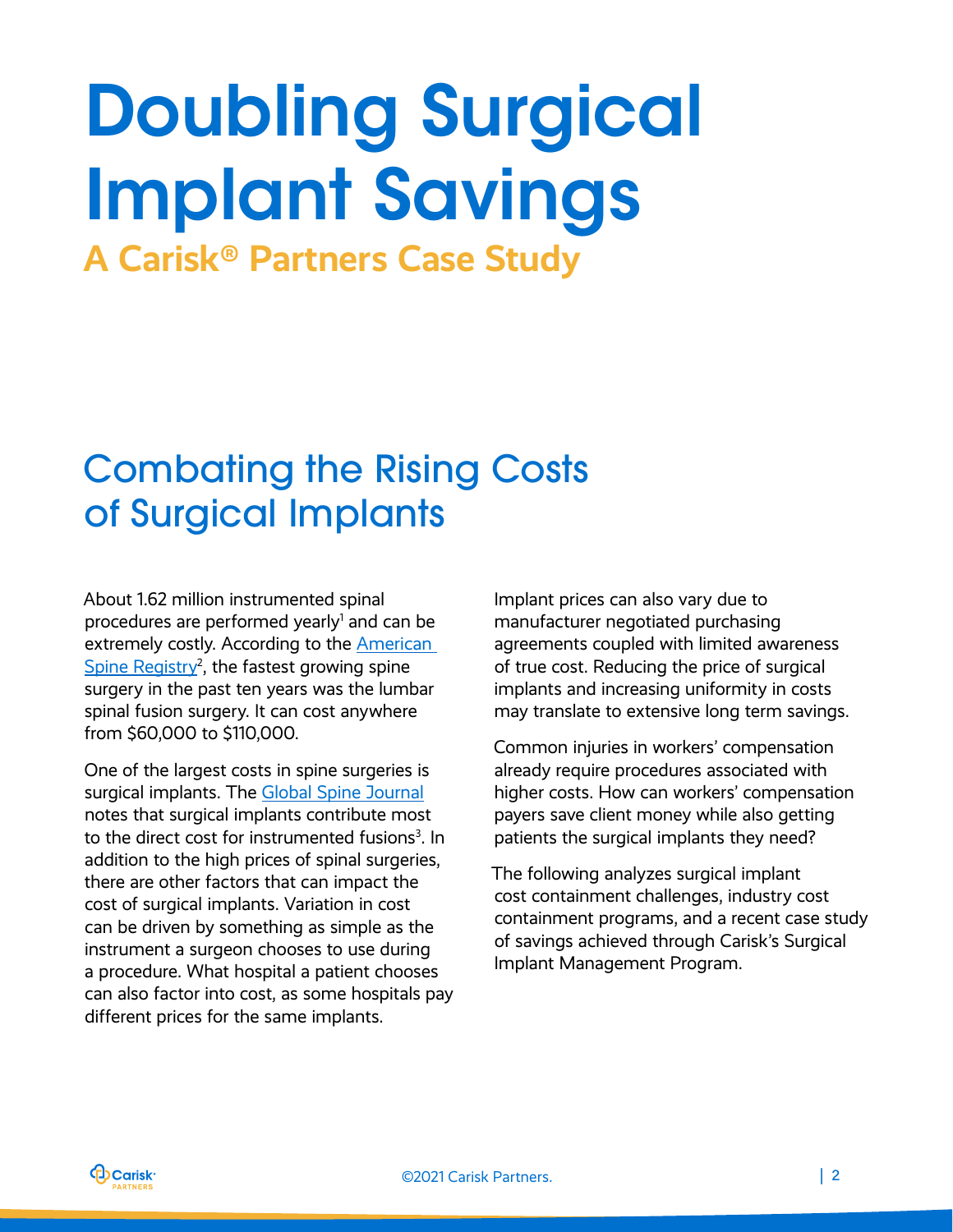# Doubling Surgical Implant Savings

## A Carisk® Partners Case Study

## Combating the Rising Costs of Surgical Implants

About 1.62 million instrumented spinal procedures are performed yearly[1] and can be extremely costly. According to the American Spine Registry[2], the fastest growing spine surgery in the past ten years was the lumbar spinal fusion surgery. It can cost anywhere from $60,000 to $110,000.

One of the largest costs in spine surgeries is surgical implants. The Global Spine Journal notes that surgical implants contribute most to the direct cost for instrumented fusions[3]. In addition to the high prices of spinal surgeries, there are other factors that can impact the cost of surgical implants. Variation in cost can be driven by something as simple as the instrument a surgeon chooses to use during a procedure. What hospital a patient chooses can also factor into cost, as some hospitals pay different prices for the same implants.

Implant prices can also vary due to manufacturer negotiated purchasing agreements coupled with limited awareness of true cost. Reducing the price of surgical implants and increasing uniformity in costs may translate to extensive long term savings.

Common injuries in workers' compensation already require procedures associated with higher costs. How can workers' compensation payers save client money while also getting patients the surgical implants they need?

The following analyzes surgical implant cost containment challenges, industry cost containment programs, and a recent case study of savings achieved through Carisk's Surgical Implant Management Program.

©2021 Carisk Partners.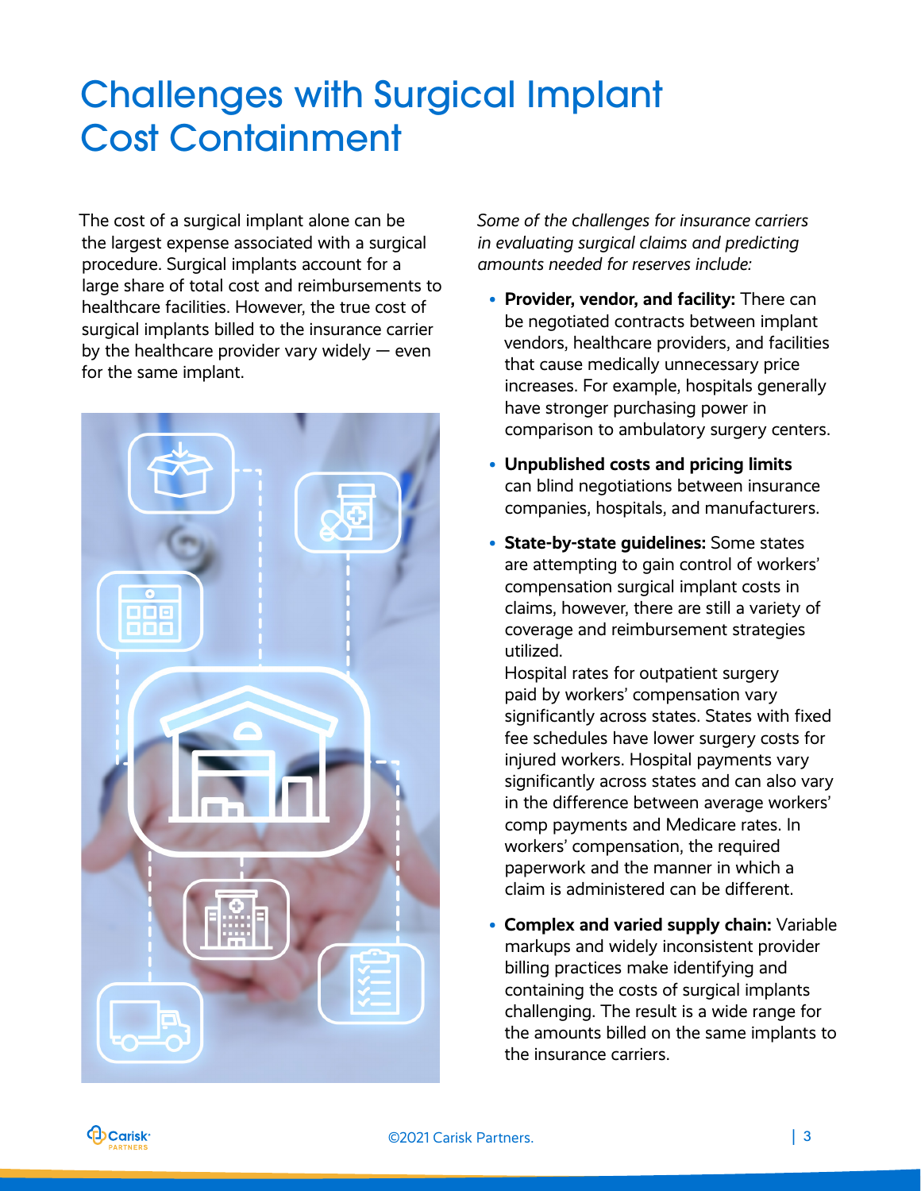# Challenges with Surgical Implant Cost Containment

The cost of a surgical implant alone can be the largest expense associated with a surgical procedure. Surgical implants account for a large share of total cost and reimbursements to healthcare facilities. However, the true cost of surgical implants billed to the insurance carrier by the healthcare provider vary widely — even for the same implant.

*Some of the challenges for insurance carriers in evaluating surgical claims and predicting amounts needed for reserves include:*

- **Provider, vendor, and facility:** There can be negotiated contracts between implant vendors, healthcare providers, and facilities that cause medically unnecessary price increases. For example, hospitals generally have stronger purchasing power in comparison to ambulatory surgery centers.
- **Unpublished costs and pricing limits** can blind negotiations between insurance companies, hospitals, and manufacturers.
- **State-by-state guidelines:** Some states are attempting to gain control of workers' compensation surgical implant costs in claims, however, there are still a variety of coverage and reimbursement strategies utilized.

  Hospital rates for outpatient surgery paid by workers' compensation vary significantly across states. States with fixed fee schedules have lower surgery costs for injured workers. Hospital payments vary significantly across states and can also vary in the difference between average workers' comp payments and Medicare rates. In workers' compensation, the required paperwork and the manner in which a claim is administered can be different.
- **Complex and varied supply chain:** Variable markups and widely inconsistent provider billing practices make identifying and containing the costs of surgical implants challenging. The result is a wide range for the amounts billed on the same implants to the insurance carriers.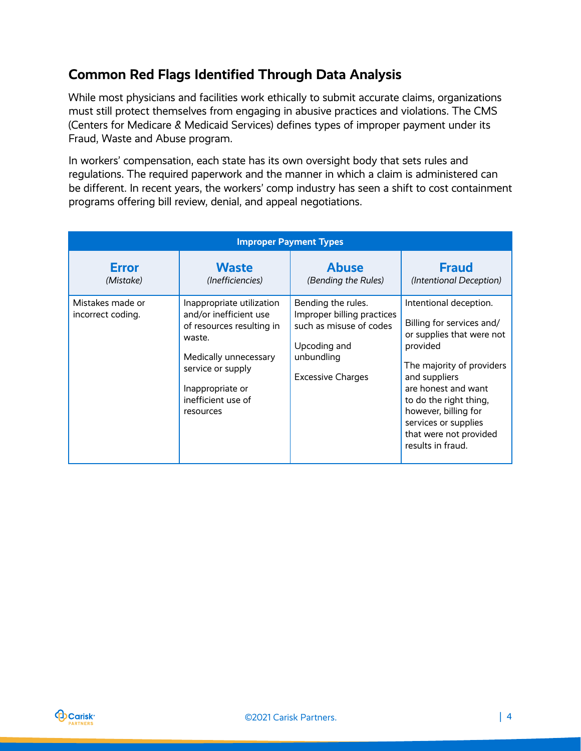## Common Red Flags Identified Through Data Analysis

While most physicians and facilities work ethically to submit accurate claims, organizations must still protect themselves from engaging in abusive practices and violations. The CMS (Centers for Medicare & Medicaid Services) defines types of improper payment under its Fraud, Waste and Abuse program.

In workers' compensation, each state has its own oversight body that sets rules and regulations. The required paperwork and the manner in which a claim is administered can be different. In recent years, the workers' comp industry has seen a shift to cost containment programs offering bill review, denial, and appeal negotiations.

| Improper Payment Types | | | |
|---|---|---|---|
| **Error** *(Mistake)* | **Waste** *(Inefficiencies)* | **Abuse** *(Bending the Rules)* | **Fraud** *(Intentional Deception)* |
| Mistakes made or incorrect coding. | Inappropriate utilization and/or inefficient use of resources resulting in waste.<br><br>Medically unnecessary service or supply<br><br>Inappropriate or inefficient use of resources | Bending the rules. Improper billing practices such as misuse of codes<br><br>Upcoding and unbundling<br><br>Excessive Charges | Intentional deception.<br><br>Billing for services and/or supplies that were not provided<br><br>The majority of providers and suppliers are honest and want to do the right thing, however, billing for services or supplies that were not provided results in fraud. |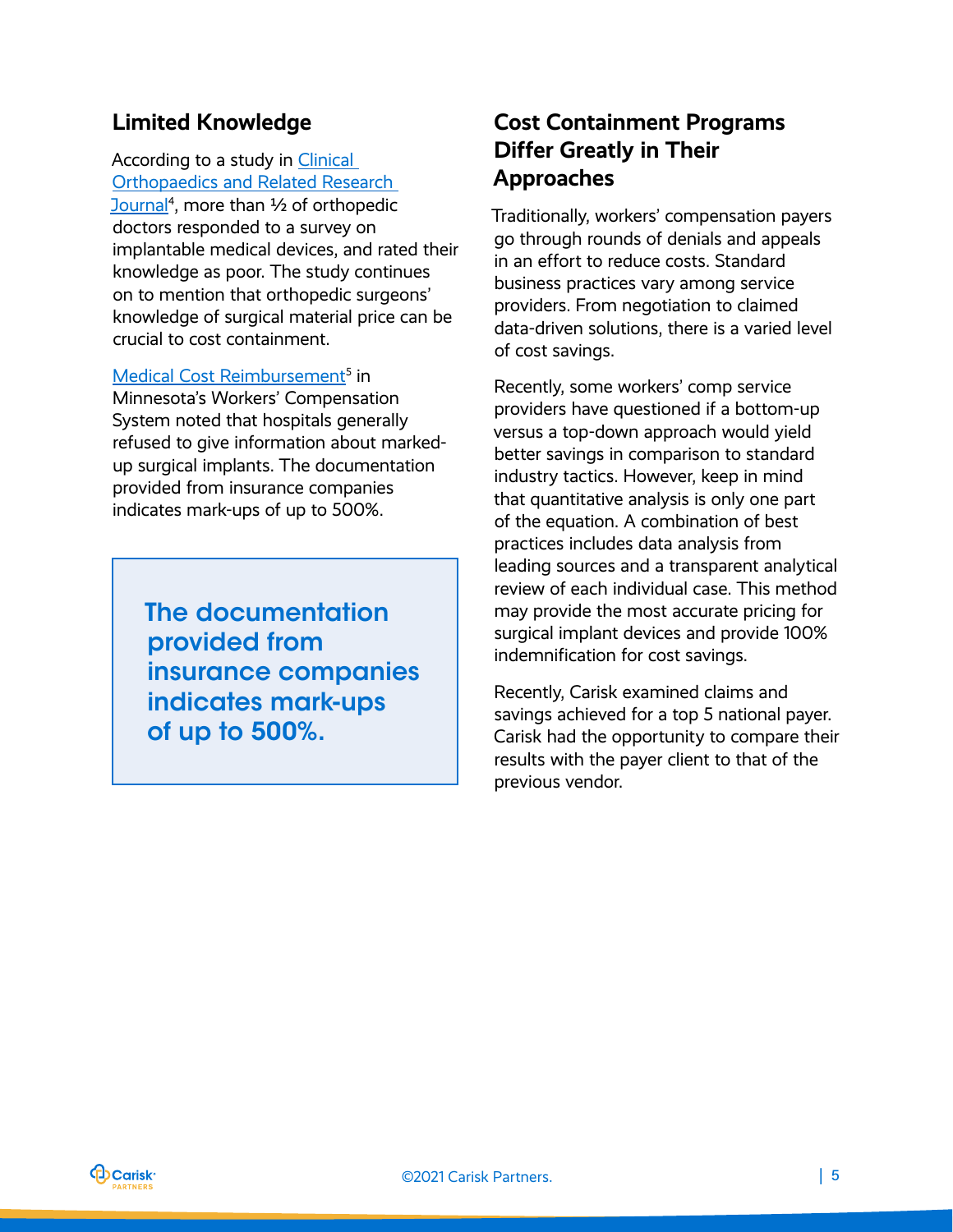## Limited Knowledge

According to a study in Clinical Orthopaedics and Related Research Journal[4], more than ½ of orthopedic doctors responded to a survey on implantable medical devices, and rated their knowledge as poor. The study continues on to mention that orthopedic surgeons' knowledge of surgical material price can be crucial to cost containment.

Medical Cost Reimbursement[5] in Minnesota's Workers' Compensation System noted that hospitals generally refused to give information about marked-up surgical implants. The documentation provided from insurance companies indicates mark-ups of up to 500%.

> **The documentation provided from insurance companies indicates mark-ups of up to 500%.**

## Cost Containment Programs Differ Greatly in Their Approaches

Traditionally, workers' compensation payers go through rounds of denials and appeals in an effort to reduce costs. Standard business practices vary among service providers. From negotiation to claimed data-driven solutions, there is a varied level of cost savings.

Recently, some workers' comp service providers have questioned if a bottom-up versus a top-down approach would yield better savings in comparison to standard industry tactics. However, keep in mind that quantitative analysis is only one part of the equation. A combination of best practices includes data analysis from leading sources and a transparent analytical review of each individual case. This method may provide the most accurate pricing for surgical implant devices and provide 100% indemnification for cost savings.

Recently, Carisk examined claims and savings achieved for a top 5 national payer. Carisk had the opportunity to compare their results with the payer client to that of the previous vendor.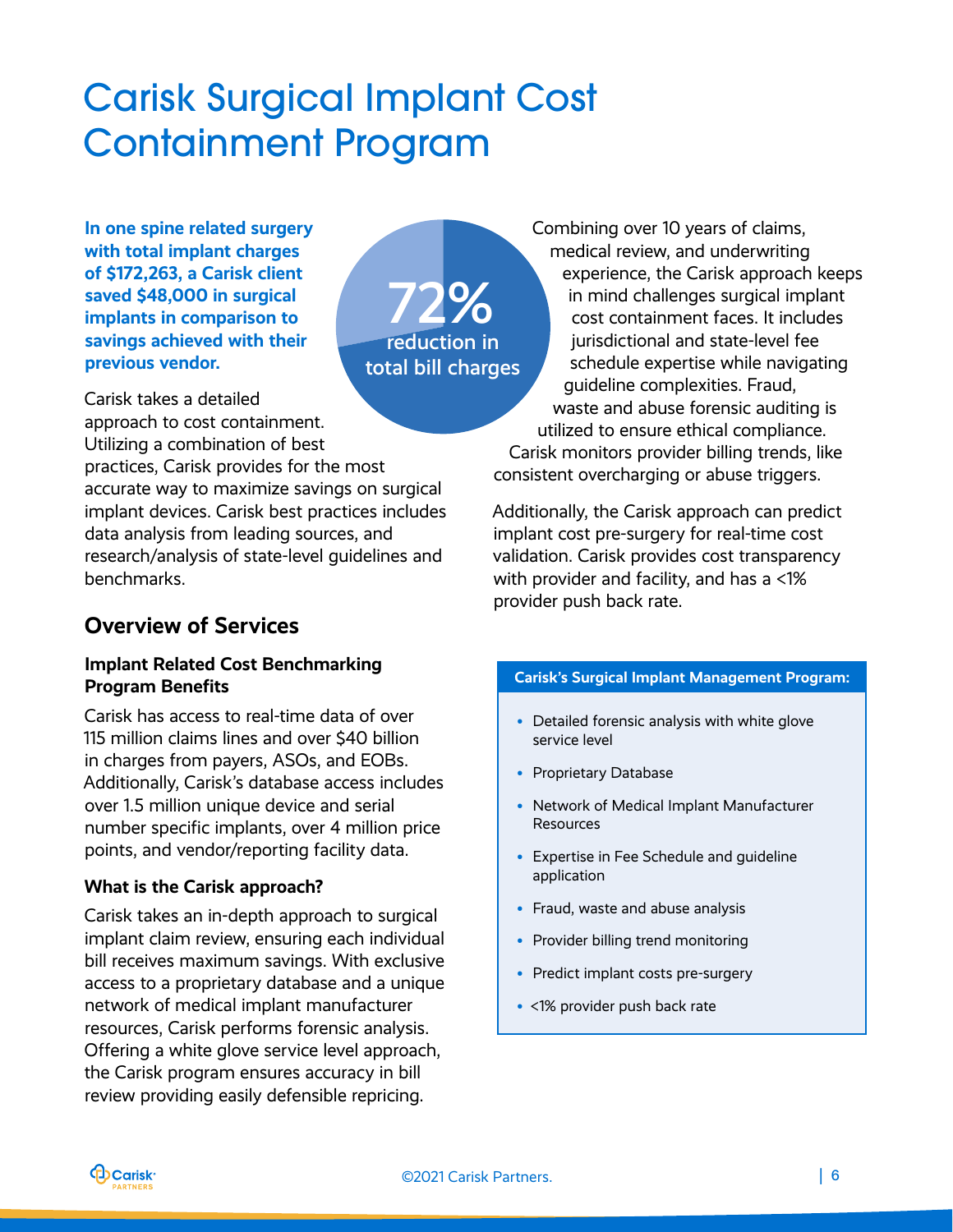# Carisk Surgical Implant Cost Containment Program

**In one spine related surgery with total implant charges of $172,263, a Carisk client saved $48,000 in surgical implants in comparison to savings achieved with their previous vendor.**

**72%** reduction in total bill charges

Carisk takes a detailed approach to cost containment. Utilizing a combination of best practices, Carisk provides for the most accurate way to maximize savings on surgical implant devices. Carisk best practices includes data analysis from leading sources, and research/analysis of state-level guidelines and benchmarks.

## Overview of Services

### Implant Related Cost Benchmarking Program Benefits

Carisk has access to real-time data of over 115 million claims lines and over $40 billion in charges from payers, ASOs, and EOBs. Additionally, Carisk's database access includes over 1.5 million unique device and serial number specific implants, over 4 million price points, and vendor/reporting facility data.

### What is the Carisk approach?

Carisk takes an in-depth approach to surgical implant claim review, ensuring each individual bill receives maximum savings. With exclusive access to a proprietary database and a unique network of medical implant manufacturer resources, Carisk performs forensic analysis. Offering a white glove service level approach, the Carisk program ensures accuracy in bill review providing easily defensible repricing.

Combining over 10 years of claims, medical review, and underwriting experience, the Carisk approach keeps in mind challenges surgical implant cost containment faces. It includes jurisdictional and state-level fee schedule expertise while navigating guideline complexities. Fraud, waste and abuse forensic auditing is utilized to ensure ethical compliance. Carisk monitors provider billing trends, like consistent overcharging or abuse triggers.

Additionally, the Carisk approach can predict implant cost pre-surgery for real-time cost validation. Carisk provides cost transparency with provider and facility, and has a <1% provider push back rate.

**Carisk's Surgical Implant Management Program:**

- Detailed forensic analysis with white glove service level
- Proprietary Database
- Network of Medical Implant Manufacturer Resources
- Expertise in Fee Schedule and guideline application
- Fraud, waste and abuse analysis
- Provider billing trend monitoring
- Predict implant costs pre-surgery
- <1% provider push back rate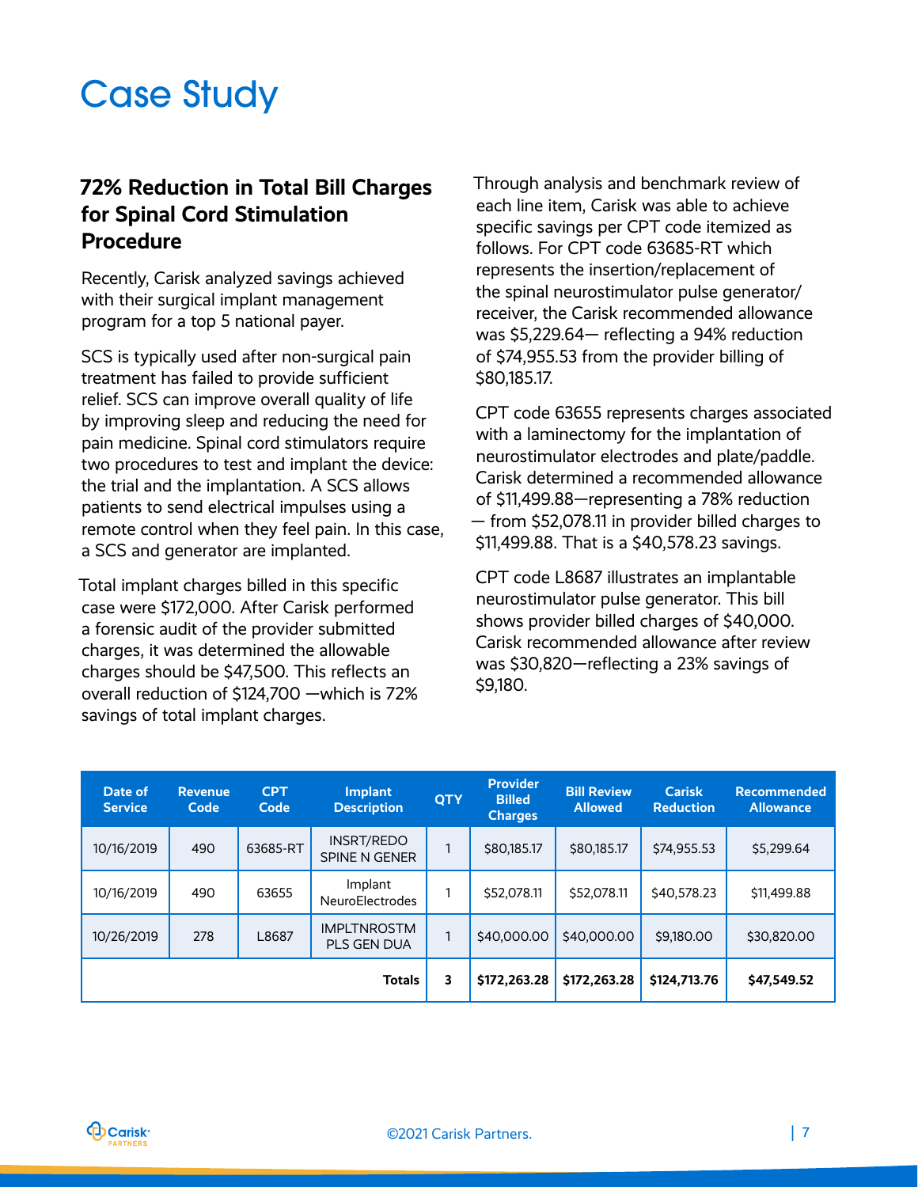# Case Study

### 72% Reduction in Total Bill Charges for Spinal Cord Stimulation Procedure

Recently, Carisk analyzed savings achieved with their surgical implant management program for a top 5 national payer.

SCS is typically used after non-surgical pain treatment has failed to provide sufficient relief. SCS can improve overall quality of life by improving sleep and reducing the need for pain medicine. Spinal cord stimulators require two procedures to test and implant the device: the trial and the implantation. A SCS allows patients to send electrical impulses using a remote control when they feel pain. In this case, a SCS and generator are implanted.

Total implant charges billed in this specific case were $172,000. After Carisk performed a forensic audit of the provider submitted charges, it was determined the allowable charges should be $47,500. This reflects an overall reduction of $124,700 —which is 72% savings of total implant charges.

Through analysis and benchmark review of each line item, Carisk was able to achieve specific savings per CPT code itemized as follows. For CPT code 63685-RT which represents the insertion/replacement of the spinal neurostimulator pulse generator/ receiver, the Carisk recommended allowance was $5,229.64— reflecting a 94% reduction of $74,955.53 from the provider billing of $80,185.17.

CPT code 63655 represents charges associated with a laminectomy for the implantation of neurostimulator electrodes and plate/paddle. Carisk determined a recommended allowance of $11,499.88—representing a 78% reduction — from $52,078.11 in provider billed charges to $11,499.88. That is a $40,578.23 savings.

CPT code L8687 illustrates an implantable neurostimulator pulse generator. This bill shows provider billed charges of $40,000. Carisk recommended allowance after review was $30,820—reflecting a 23% savings of $9,180.

| Date of Service | Revenue Code | CPT Code | Implant Description | QTY | Provider Billed Charges | Bill Review Allowed | Carisk Reduction | Recommended Allowance |
|---|---|---|---|---|---|---|---|---|
| 10/16/2019 | 490 | 63685-RT | INSRT/REDO SPINE N GENER | 1 | $80,185.17 | $80,185.17 | $74,955.53 | $5,299.64 |
| 10/16/2019 | 490 | 63655 | Implant NeuroElectrodes | 1 | $52,078.11 | $52,078.11 | $40,578.23 | $11,499.88 |
| 10/26/2019 | 278 | L8687 | IMPLTNROSTM PLS GEN DUA | 1 | $40,000.00 | $40,000.00 | $9,180.00 | $30,820.00 |
| | | | **Totals** | **3** | **$172,263.28** | **$172,263.28** | **$124,713.76** | **$47,549.52** |

©2021 Carisk Partners.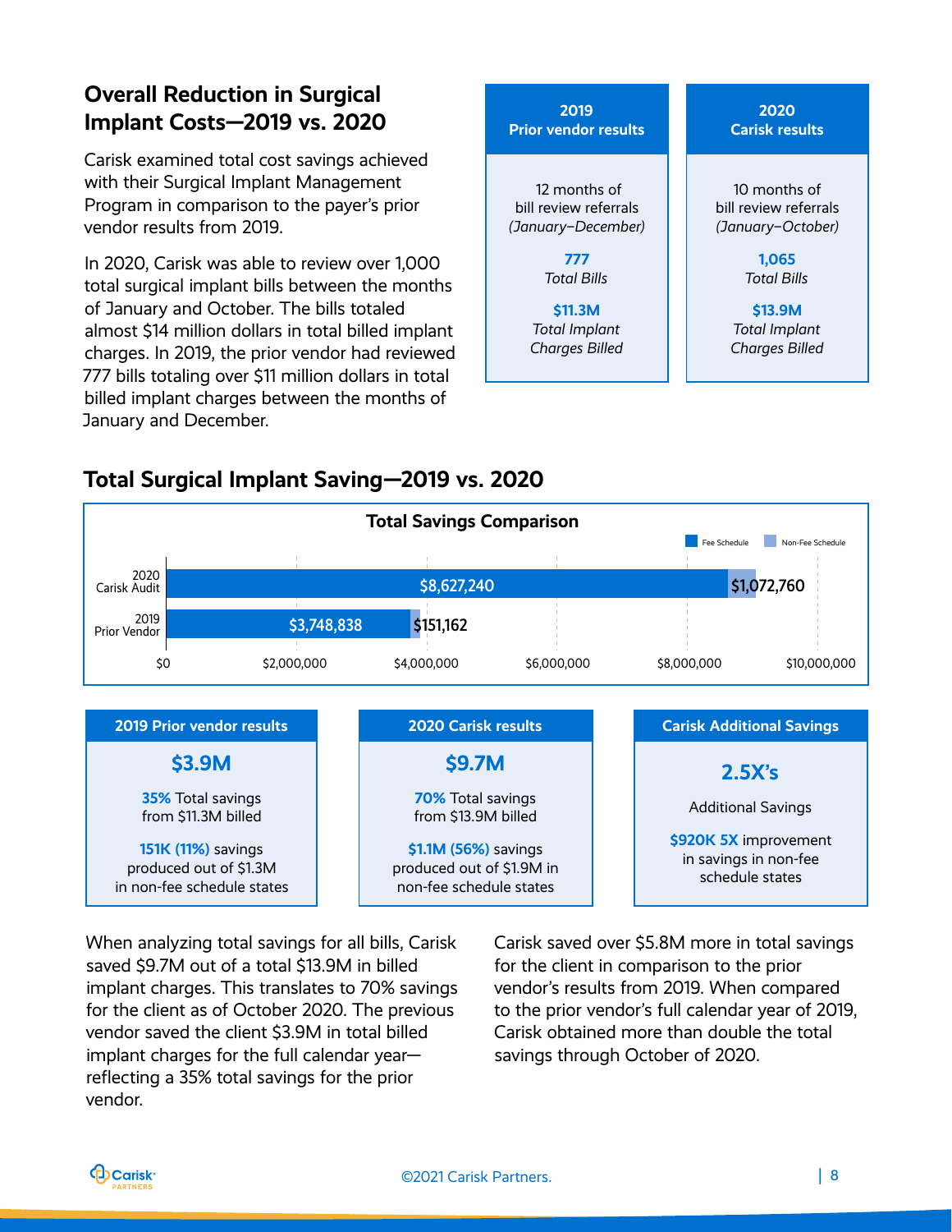## Overall Reduction in Surgical Implant Costs—2019 vs. 2020

Carisk examined total cost savings achieved with their Surgical Implant Management Program in comparison to the payer's prior vendor results from 2019.

In 2020, Carisk was able to review over 1,000 total surgical implant bills between the months of January and October. The bills totaled almost $14 million dollars in total billed implant charges. In 2019, the prior vendor had reviewed 777 bills totaling over $11 million dollars in total billed implant charges between the months of January and December.

| 2019 Prior vendor results | 2020 Carisk results |
|---|---|
| 12 months of bill review referrals *(January–December)* | 10 months of bill review referrals *(January–October)* |
| **777** *Total Bills* | **1,065** *Total Bills* |
| **$11.3M** *Total Implant Charges Billed* | **$13.9M** *Total Implant Charges Billed* |

## Total Surgical Implant Saving—2019 vs. 2020

**Total Savings Comparison**

| | Fee Schedule | Non-Fee Schedule |
|---|---|---|
| 2020 Carisk Audit | $8,627,240 | $1,072,760 |
| 2019 Prior Vendor | $3,748,838 | $151,162 |

| 2019 Prior vendor results | 2020 Carisk results | Carisk Additional Savings |
|---|---|---|
| **$3.9M** | **$9.7M** | **2.5X's** |
| **35%** Total savings from $11.3M billed | **70%** Total savings from $13.9M billed | Additional Savings |
| **151K (11%)** savings produced out of $1.3M in non-fee schedule states | **$1.1M (56%)** savings produced out of $1.9M in non-fee schedule states | **$920K 5X** improvement in savings in non-fee schedule states |

When analyzing total savings for all bills, Carisk saved $9.7M out of a total $13.9M in billed implant charges. This translates to 70% savings for the client as of October 2020. The previous vendor saved the client $3.9M in total billed implant charges for the full calendar year—reflecting a 35% total savings for the prior vendor.

Carisk saved over $5.8M more in total savings for the client in comparison to the prior vendor's results from 2019. When compared to the prior vendor's full calendar year of 2019, Carisk obtained more than double the total savings through October of 2020.

©2021 Carisk Partners.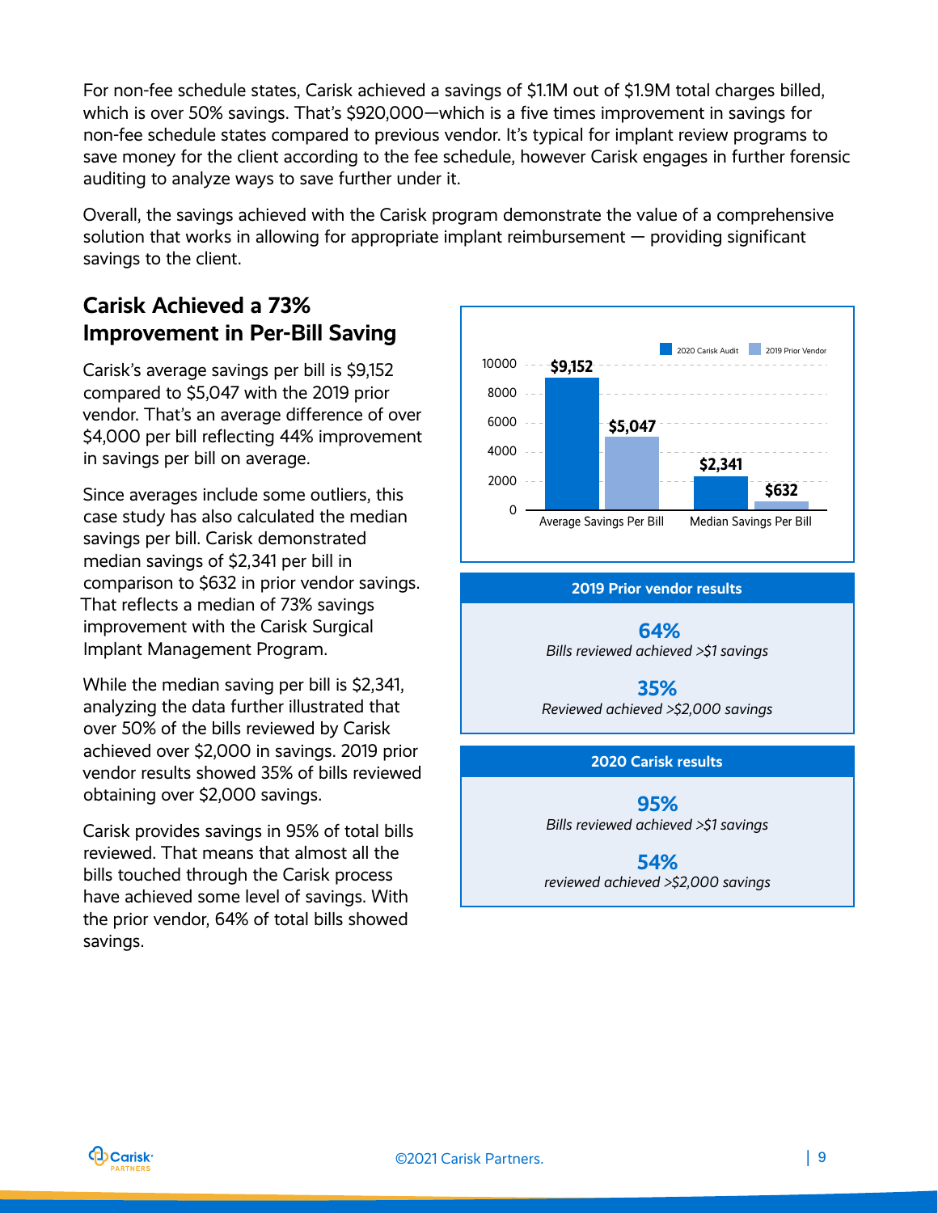For non-fee schedule states, Carisk achieved a savings of $1.1M out of $1.9M total charges billed, which is over 50% savings. That's $920,000—which is a five times improvement in savings for non-fee schedule states compared to previous vendor. It's typical for implant review programs to save money for the client according to the fee schedule, however Carisk engages in further forensic auditing to analyze ways to save further under it.

Overall, the savings achieved with the Carisk program demonstrate the value of a comprehensive solution that works in allowing for appropriate implant reimbursement — providing significant savings to the client.

## Carisk Achieved a 73% Improvement in Per-Bill Saving

Carisk's average savings per bill is $9,152 compared to $5,047 with the 2019 prior vendor. That's an average difference of over $4,000 per bill reflecting 44% improvement in savings per bill on average.

Since averages include some outliers, this case study has also calculated the median savings per bill. Carisk demonstrated median savings of $2,341 per bill in comparison to $632 in prior vendor savings. That reflects a median of 73% savings improvement with the Carisk Surgical Implant Management Program.

While the median saving per bill is $2,341, analyzing the data further illustrated that over 50% of the bills reviewed by Carisk achieved over $2,000 in savings. 2019 prior vendor results showed 35% of bills reviewed obtaining over $2,000 savings.

Carisk provides savings in 95% of total bills reviewed. That means that almost all the bills touched through the Carisk process have achieved some level of savings. With the prior vendor, 64% of total bills showed savings.

| | 2020 Carisk Audit | 2019 Prior Vendor |
|---|---|---|
| Average Savings Per Bill | $9,152 | $5,047 |
| Median Savings Per Bill | $2,341 | $632 |

**2019 Prior vendor results**

**64%**
*Bills reviewed achieved >$1 savings*

**35%**
*Reviewed achieved >$2,000 savings*

**2020 Carisk results**

**95%**
*Bills reviewed achieved >$1 savings*

**54%**
*reviewed achieved >$2,000 savings*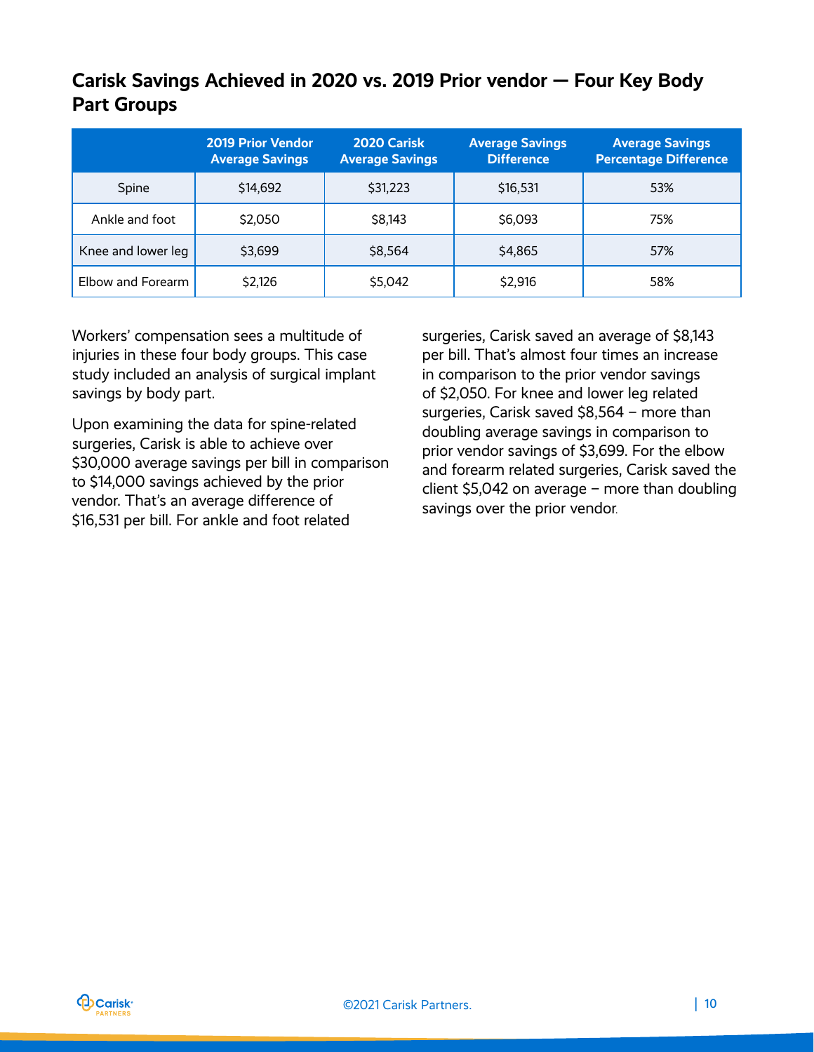## Carisk Savings Achieved in 2020 vs. 2019 Prior vendor — Four Key Body Part Groups

| | 2019 Prior Vendor Average Savings | 2020 Carisk Average Savings | Average Savings Difference | Average Savings Percentage Difference |
|---|---|---|---|---|
| Spine | $14,692 | $31,223 | $16,531 | 53% |
| Ankle and foot | $2,050 | $8,143 | $6,093 | 75% |
| Knee and lower leg | $3,699 | $8,564 | $4,865 | 57% |
| Elbow and Forearm | $2,126 | $5,042 | $2,916 | 58% |

Workers' compensation sees a multitude of injuries in these four body groups. This case study included an analysis of surgical implant savings by body part.

Upon examining the data for spine-related surgeries, Carisk is able to achieve over $30,000 average savings per bill in comparison to $14,000 savings achieved by the prior vendor. That's an average difference of $16,531 per bill. For ankle and foot related surgeries, Carisk saved an average of $8,143 per bill. That's almost four times an increase in comparison to the prior vendor savings of $2,050. For knee and lower leg related surgeries, Carisk saved $8,564 – more than doubling average savings in comparison to prior vendor savings of $3,699. For the elbow and forearm related surgeries, Carisk saved the client $5,042 on average – more than doubling savings over the prior vendor.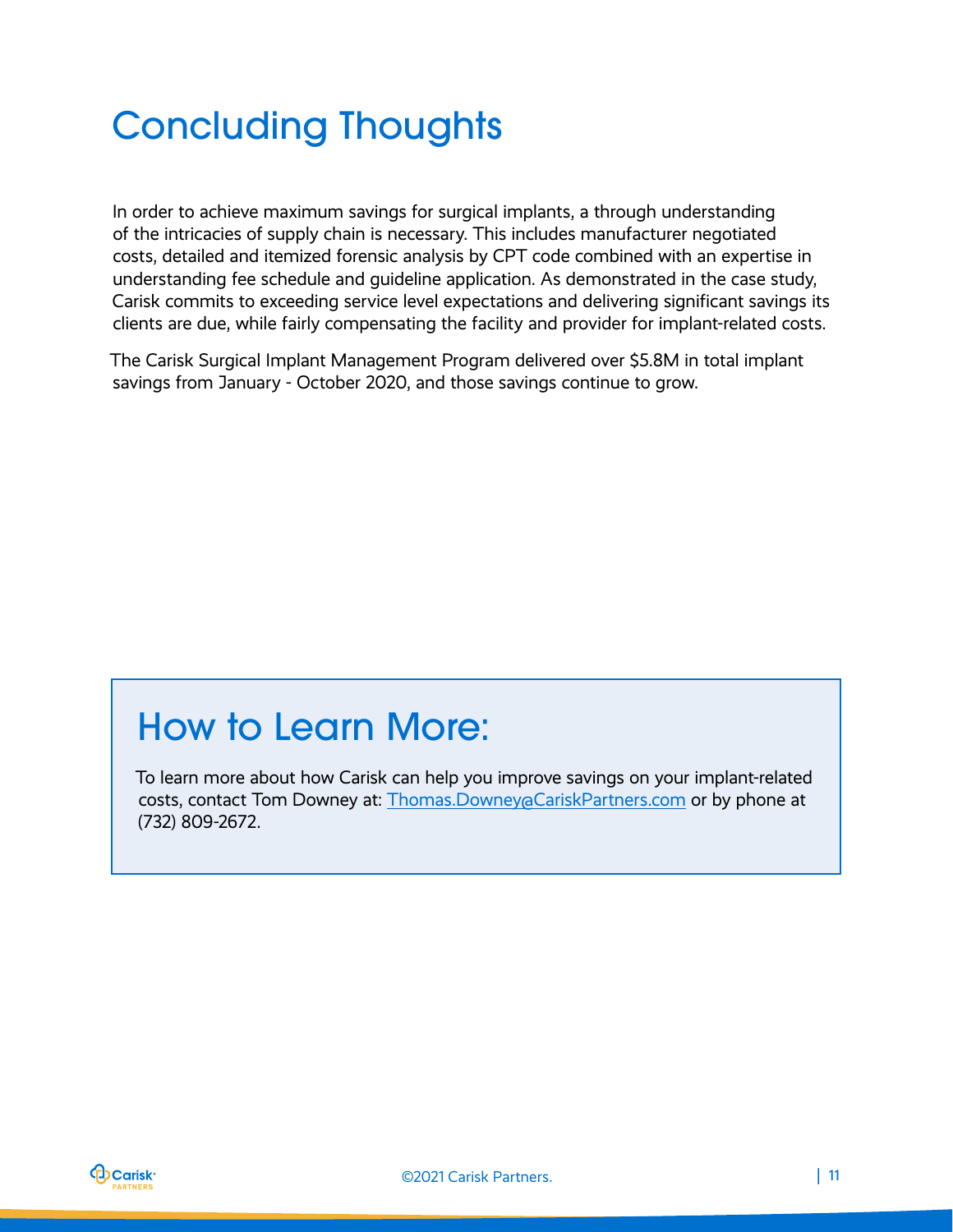# Concluding Thoughts

In order to achieve maximum savings for surgical implants, a through understanding of the intricacies of supply chain is necessary. This includes manufacturer negotiated costs, detailed and itemized forensic analysis by CPT code combined with an expertise in understanding fee schedule and guideline application. As demonstrated in the case study, Carisk commits to exceeding service level expectations and delivering significant savings its clients are due, while fairly compensating the facility and provider for implant-related costs.

The Carisk Surgical Implant Management Program delivered over $5.8M in total implant savings from January - October 2020, and those savings continue to grow.

## How to Learn More:

To learn more about how Carisk can help you improve savings on your implant-related costs, contact Tom Downey at: Thomas.Downey@CariskPartners.com or by phone at (732) 809-2672.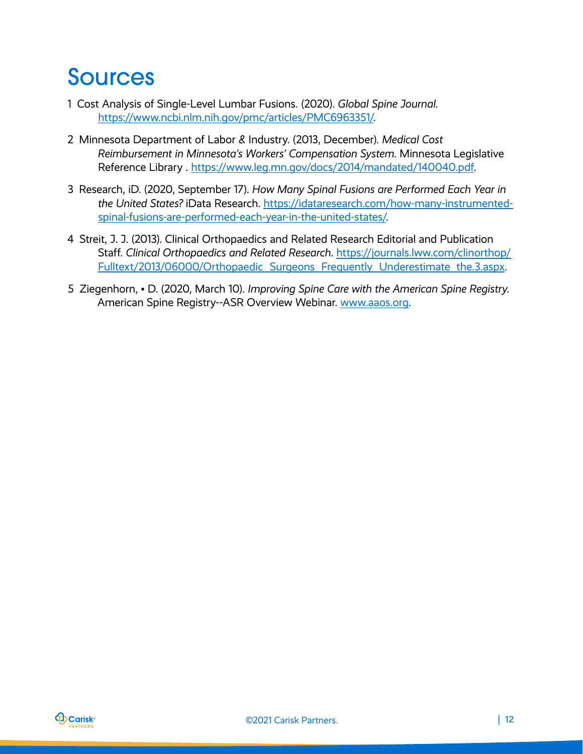# Sources

1. Cost Analysis of Single-Level Lumbar Fusions. (2020). *Global Spine Journal*. https://www.ncbi.nlm.nih.gov/pmc/articles/PMC6963351/.

2. Minnesota Department of Labor & Industry. (2013, December). *Medical Cost Reimbursement in Minnesota's Workers' Compensation System*. Minnesota Legislative Reference Library . https://www.leg.mn.gov/docs/2014/mandated/140040.pdf.

3. Research, iD. (2020, September 17). *How Many Spinal Fusions are Performed Each Year in the United States?* iData Research. https://idataresearch.com/how-many-instrumented-spinal-fusions-are-performed-each-year-in-the-united-states/.

4. Streit, J. J. (2013). Clinical Orthopaedics and Related Research Editorial and Publication Staff. *Clinical Orthopaedics and Related Research*. https://journals.lww.com/clinorthop/Fulltext/2013/06000/Orthopaedic_Surgeons_Frequently_Underestimate_the.3.aspx.

5. Ziegenhorn, • D. (2020, March 10). *Improving Spine Care with the American Spine Registry*. American Spine Registry--ASR Overview Webinar. www.aaos.org.